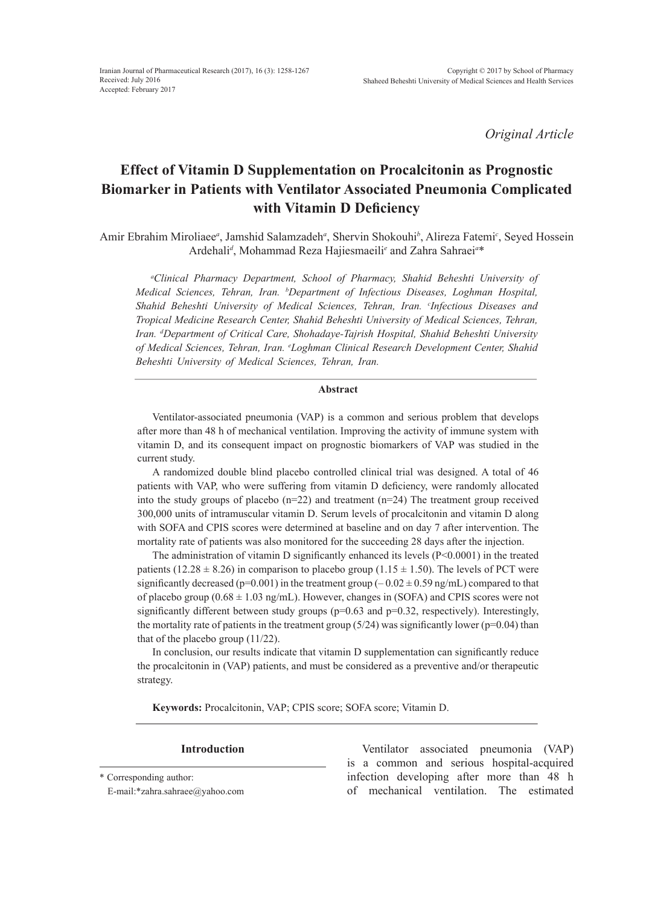*Original Article*

# Effect of Vitamin D Supplementation on Procalcitonin as Prognostic Biomarker in Patients with Ventilator Associated Pneumonia Complicated with Vitamin D Deficiency

Amir Ebrahim Miroliaee[a], Jamshid Salamzadeh[a], Shervin Shokouhi[b], Alireza Fatemi[c], Seyed Hossein Ardehali[d], Mohammad Reza Hajiesmaeili[e] and Zahra Sahraei[a]*

*[a]Clinical Pharmacy Department, School of Pharmacy, Shahid Beheshti University of Medical Sciences, Tehran, Iran. [b]Department of Infectious Diseases, Loghman Hospital, Shahid Beheshti University of Medical Sciences, Tehran, Iran. [c]Infectious Diseases and Tropical Medicine Research Center, Shahid Beheshti University of Medical Sciences, Tehran, Iran. [d]Department of Critical Care, Shohadaye-Tajrish Hospital, Shahid Beheshti University of Medical Sciences, Tehran, Iran. [e]Loghman Clinical Research Development Center, Shahid Beheshti University of Medical Sciences, Tehran, Iran.*

## Abstract

Ventilator-associated pneumonia (VAP) is a common and serious problem that develops after more than 48 h of mechanical ventilation. Improving the activity of immune system with vitamin D, and its consequent impact on prognostic biomarkers of VAP was studied in the current study.

A randomized double blind placebo controlled clinical trial was designed. A total of 46 patients with VAP, who were suffering from vitamin D deficiency, were randomly allocated into the study groups of placebo (n=22) and treatment (n=24) The treatment group received 300,000 units of intramuscular vitamin D. Serum levels of procalcitonin and vitamin D along with SOFA and CPIS scores were determined at baseline and on day 7 after intervention. The mortality rate of patients was also monitored for the succeeding 28 days after the injection.

The administration of vitamin D significantly enhanced its levels ($P<0.0001$) in the treated patients ($12.28 \pm 8.26$) in comparison to placebo group ($1.15 \pm 1.50$). The levels of PCT were significantly decreased ($p=0.001$) in the treatment group ($-0.02 \pm 0.59$ ng/mL) compared to that of placebo group ($0.68 \pm 1.03$ ng/mL). However, changes in (SOFA) and CPIS scores were not significantly different between study groups ($p=0.63$ and $p=0.32$, respectively). Interestingly, the mortality rate of patients in the treatment group (5/24) was significantly lower ($p=0.04$) than that of the placebo group (11/22).

In conclusion, our results indicate that vitamin D supplementation can significantly reduce the procalcitonin in (VAP) patients, and must be considered as a preventive and/or therapeutic strategy.

**Keywords:** Procalcitonin, VAP; CPIS score; SOFA score; Vitamin D.

## Introduction

Ventilator associated pneumonia (VAP) is a common and serious hospital-acquired infection developing after more than 48 h of mechanical ventilation. The estimated

\* Corresponding author:
E-mail:*zahra.sahraee@yahoo.com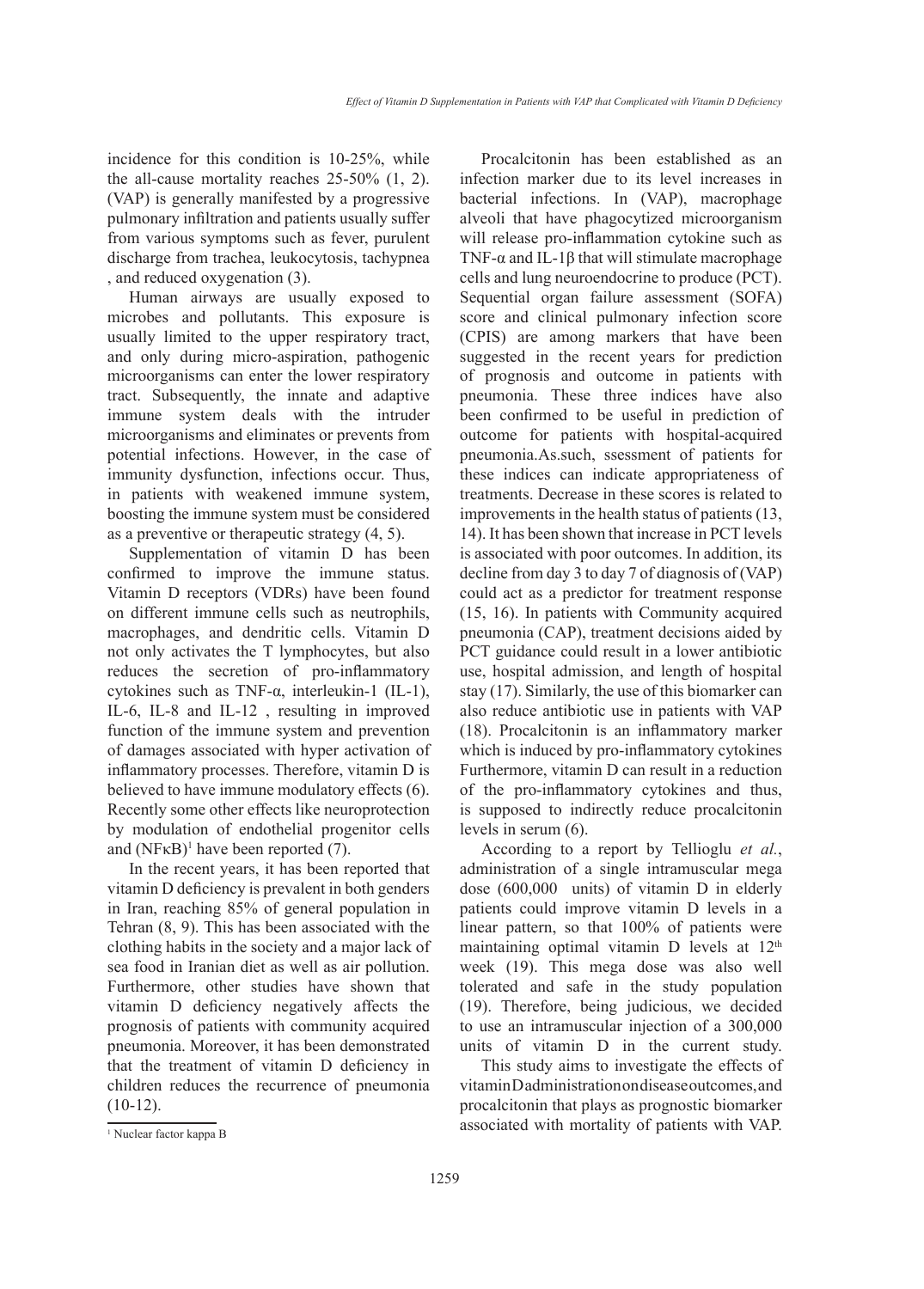incidence for this condition is 10-25%, while the all-cause mortality reaches 25-50% (1, 2). (VAP) is generally manifested by a progressive pulmonary infiltration and patients usually suffer from various symptoms such as fever, purulent discharge from trachea, leukocytosis, tachypnea , and reduced oxygenation (3).

Human airways are usually exposed to microbes and pollutants. This exposure is usually limited to the upper respiratory tract, and only during micro-aspiration, pathogenic microorganisms can enter the lower respiratory tract. Subsequently, the innate and adaptive immune system deals with the intruder microorganisms and eliminates or prevents from potential infections. However, in the case of immunity dysfunction, infections occur. Thus, in patients with weakened immune system, boosting the immune system must be considered as a preventive or therapeutic strategy (4, 5).

Supplementation of vitamin D has been confirmed to improve the immune status. Vitamin D receptors (VDRs) have been found on different immune cells such as neutrophils, macrophages, and dendritic cells. Vitamin D not only activates the T lymphocytes, but also reduces the secretion of pro-inflammatory cytokines such as TNF-α, interleukin-1 (IL-1), IL-6, IL-8 and IL-12 , resulting in improved function of the immune system and prevention of damages associated with hyper activation of inflammatory processes. Therefore, vitamin D is believed to have immune modulatory effects (6). Recently some other effects like neuroprotection by modulation of endothelial progenitor cells and (NFκB)[1] have been reported (7).

In the recent years, it has been reported that vitamin D deficiency is prevalent in both genders in Iran, reaching 85% of general population in Tehran (8, 9). This has been associated with the clothing habits in the society and a major lack of sea food in Iranian diet as well as air pollution. Furthermore, other studies have shown that vitamin D deficiency negatively affects the prognosis of patients with community acquired pneumonia. Moreover, it has been demonstrated that the treatment of vitamin D deficiency in children reduces the recurrence of pneumonia (10-12).

Procalcitonin has been established as an infection marker due to its level increases in bacterial infections. In (VAP), macrophage alveoli that have phagocytized microorganism will release pro-inflammation cytokine such as TNF-α and IL-1β that will stimulate macrophage cells and lung neuroendocrine to produce (PCT). Sequential organ failure assessment (SOFA) score and clinical pulmonary infection score (CPIS) are among markers that have been suggested in the recent years for prediction of prognosis and outcome in patients with pneumonia. These three indices have also been confirmed to be useful in prediction of outcome for patients with hospital-acquired pneumonia.As.such, ssessment of patients for these indices can indicate appropriateness of treatments. Decrease in these scores is related to improvements in the health status of patients (13, 14). It has been shown that increase in PCT levels is associated with poor outcomes. In addition, its decline from day 3 to day 7 of diagnosis of (VAP) could act as a predictor for treatment response (15, 16). In patients with Community acquired pneumonia (CAP), treatment decisions aided by PCT guidance could result in a lower antibiotic use, hospital admission, and length of hospital stay (17). Similarly, the use of this biomarker can also reduce antibiotic use in patients with VAP (18). Procalcitonin is an inflammatory marker which is induced by pro-inflammatory cytokines Furthermore, vitamin D can result in a reduction of the pro-inflammatory cytokines and thus, is supposed to indirectly reduce procalcitonin levels in serum (6).

According to a report by Tellioglu *et al.*, administration of a single intramuscular mega dose (600,000 units) of vitamin D in elderly patients could improve vitamin D levels in a linear pattern, so that 100% of patients were maintaining optimal vitamin D levels at 12th week (19). This mega dose was also well tolerated and safe in the study population (19). Therefore, being judicious, we decided to use an intramuscular injection of a 300,000 units of vitamin D in the current study.

This study aims to investigate the effects of vitamin D administration on disease outcomes, and procalcitonin that plays as prognostic biomarker associated with mortality of patients with VAP.

[1] Nuclear factor kappa B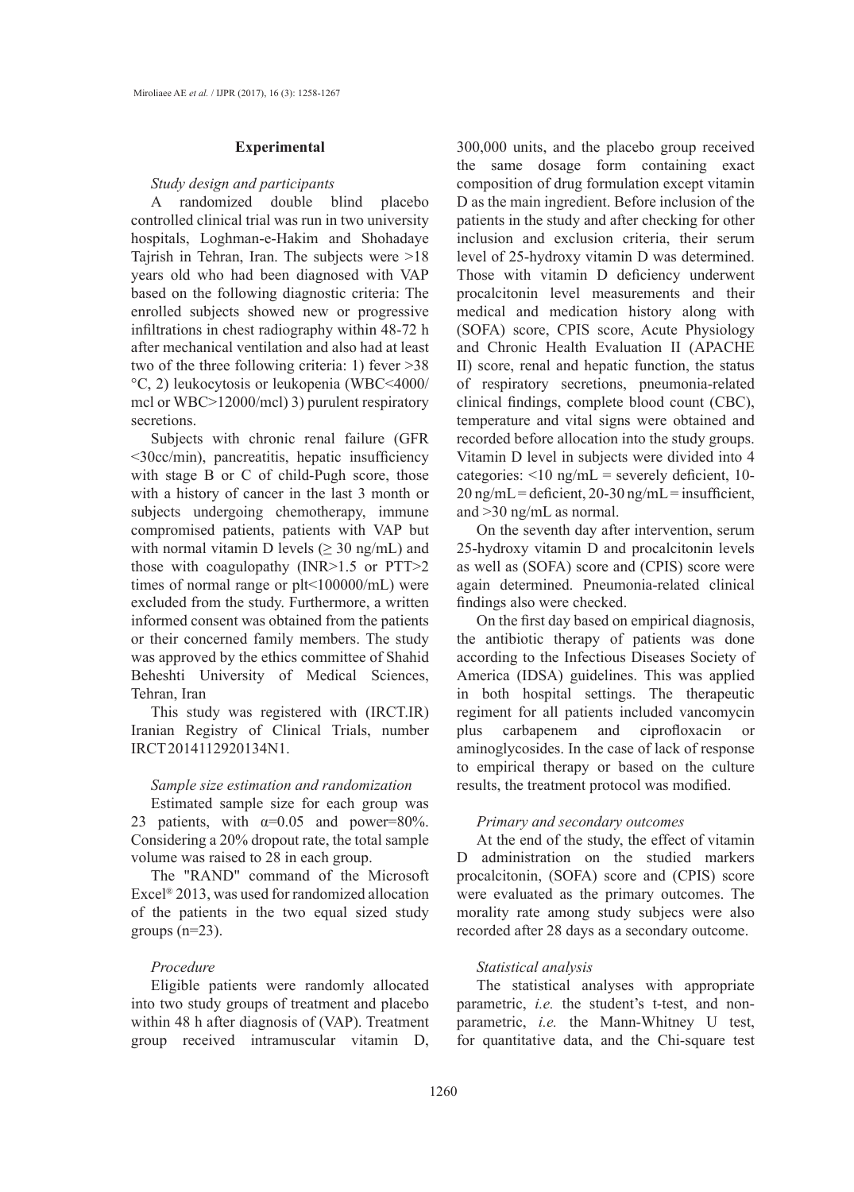## Experimental

### *Study design and participants*

A randomized double blind placebo controlled clinical trial was run in two university hospitals, Loghman-e-Hakim and Shohadaye Tajrish in Tehran, Iran. The subjects were >18 years old who had been diagnosed with VAP based on the following diagnostic criteria: The enrolled subjects showed new or progressive infiltrations in chest radiography within 48-72 h after mechanical ventilation and also had at least two of the three following criteria: 1) fever >38 °C, 2) leukocytosis or leukopenia (WBC<4000/mcl or WBC>12000/mcl) 3) purulent respiratory secretions.

Subjects with chronic renal failure (GFR <30cc/min), pancreatitis, hepatic insufficiency with stage B or C of child-Pugh score, those with a history of cancer in the last 3 month or subjects undergoing chemotherapy, immune compromised patients, patients with VAP but with normal vitamin D levels (≥ 30 ng/mL) and those with coagulopathy (INR>1.5 or PTT>2 times of normal range or plt<100000/mL) were excluded from the study. Furthermore, a written informed consent was obtained from the patients or their concerned family members. The study was approved by the ethics committee of Shahid Beheshti University of Medical Sciences, Tehran, Iran

This study was registered with (IRCT.IR) Iranian Registry of Clinical Trials, number IRCT2014112920134N1.

### *Sample size estimation and randomization*

Estimated sample size for each group was 23 patients, with $\alpha$=0.05 and power=80%. Considering a 20% dropout rate, the total sample volume was raised to 28 in each group.

The "RAND" command of the Microsoft Excel® 2013, was used for randomized allocation of the patients in the two equal sized study groups (n=23).

### *Procedure*

Eligible patients were randomly allocated into two study groups of treatment and placebo within 48 h after diagnosis of (VAP). Treatment group received intramuscular vitamin D, 300,000 units, and the placebo group received the same dosage form containing exact composition of drug formulation except vitamin D as the main ingredient. Before inclusion of the patients in the study and after checking for other inclusion and exclusion criteria, their serum level of 25-hydroxy vitamin D was determined. Those with vitamin D deficiency underwent procalcitonin level measurements and their medical and medication history along with (SOFA) score, CPIS score, Acute Physiology and Chronic Health Evaluation II (APACHE II) score, renal and hepatic function, the status of respiratory secretions, pneumonia-related clinical findings, complete blood count (CBC), temperature and vital signs were obtained and recorded before allocation into the study groups. Vitamin D level in subjects were divided into 4 categories: <10 ng/mL = severely deficient, 10-20 ng/mL = deficient, 20-30 ng/mL = insufficient, and >30 ng/mL as normal.

On the seventh day after intervention, serum 25-hydroxy vitamin D and procalcitonin levels as well as (SOFA) score and (CPIS) score were again determined. Pneumonia-related clinical findings also were checked.

On the first day based on empirical diagnosis, the antibiotic therapy of patients was done according to the Infectious Diseases Society of America (IDSA) guidelines. This was applied in both hospital settings. The therapeutic regimen for all patients included vancomycin plus carbapenem and ciprofloxacin or aminoglycosides. In the case of lack of response to empirical therapy or based on the culture results, the treatment protocol was modified.

### *Primary and secondary outcomes*

At the end of the study, the effect of vitamin D administration on the studied markers procalcitonin, (SOFA) score and (CPIS) score were evaluated as the primary outcomes. The morality rate among study subjecs were also recorded after 28 days as a secondary outcome.

### *Statistical analysis*

The statistical analyses with appropriate parametric, *i.e.* the student's t-test, and non-parametric, *i.e.* the Mann-Whitney U test, for quantitative data, and the Chi-square test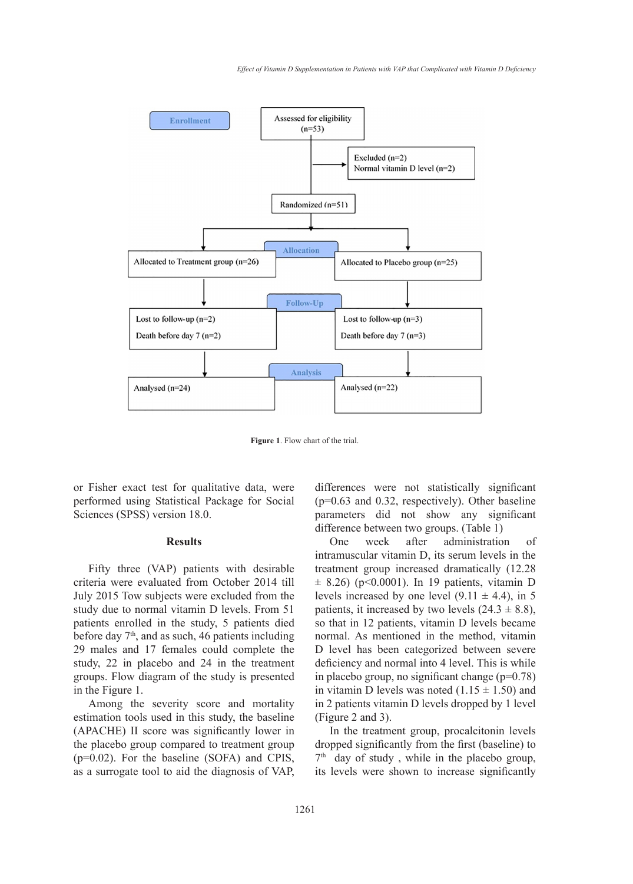Enrollment

Assessed for eligibility (n=53)

Excluded (n=2)
Normal vitamin D level (n=2)

Randomized (n=51)

Allocation

Allocated to Treatment group (n=26)

Allocated to Placebo group (n=25)

Follow-Up

Lost to follow-up (n=2)
Death before day 7 (n=2)

Lost to follow-up (n=3)
Death before day 7 (n=3)

Analysis

Analysed (n=24)

Analysed (n=22)

**Figure 1**. Flow chart of the trial.

or Fisher exact test for qualitative data, were performed using Statistical Package for Social Sciences (SPSS) version 18.0.

## Results

Fifty three (VAP) patients with desirable criteria were evaluated from October 2014 till July 2015 Tow subjects were excluded from the study due to normal vitamin D levels. From 51 patients enrolled in the study, 5 patients died before day 7th, and as such, 46 patients including 29 males and 17 females could complete the study, 22 in placebo and 24 in the treatment groups. Flow diagram of the study is presented in the Figure 1.

Among the severity score and mortality estimation tools used in this study, the baseline (APACHE) II score was significantly lower in the placebo group compared to treatment group (p=0.02). For the baseline (SOFA) and CPIS, as a surrogate tool to aid the diagnosis of VAP, differences were not statistically significant (p=0.63 and 0.32, respectively). Other baseline parameters did not show any significant difference between two groups. (Table 1)

One week after administration of intramuscular vitamin D, its serum levels in the treatment group increased dramatically (12.28 ± 8.26) (p<0.0001). In 19 patients, vitamin D levels increased by one level (9.11 ± 4.4), in 5 patients, it increased by two levels (24.3 ± 8.8), so that in 12 patients, vitamin D levels became normal. As mentioned in the method, vitamin D level has been categorized between severe deficiency and normal into 4 level. This is while in placebo group, no significant change (p=0.78) in vitamin D levels was noted (1.15 ± 1.50) and in 2 patients vitamin D levels dropped by 1 level (Figure 2 and 3).

In the treatment group, procalcitonin levels dropped significantly from the first (baseline) to 7th day of study , while in the placebo group, its levels were shown to increase significantly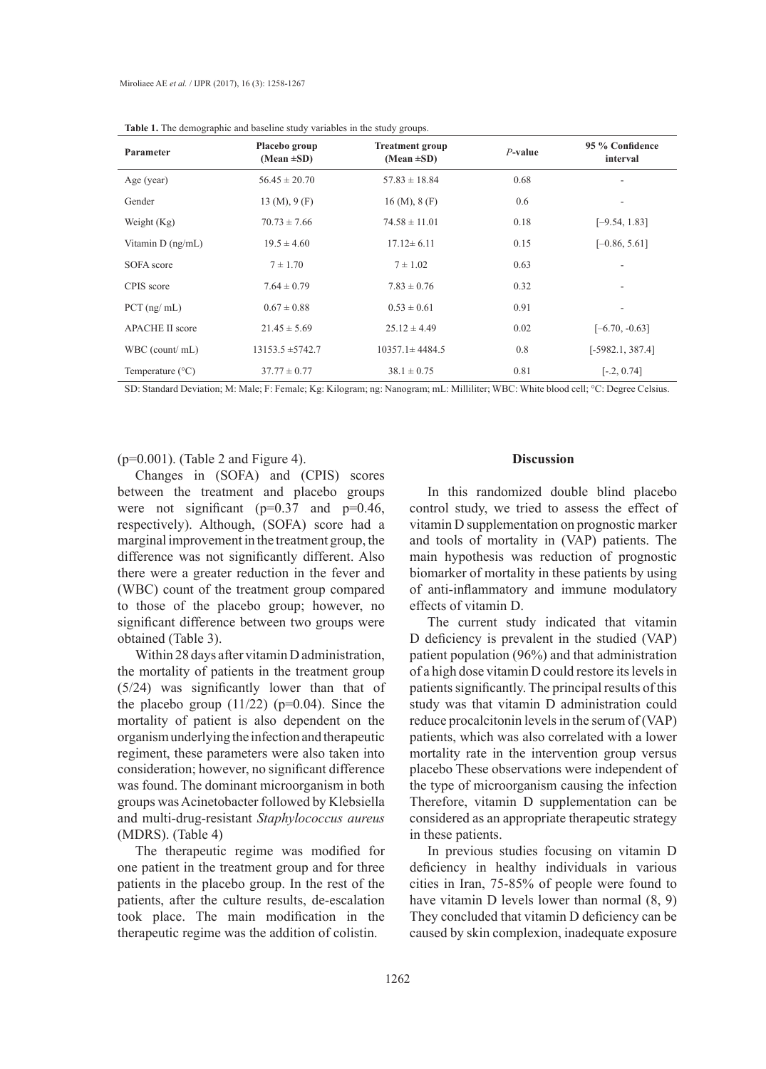**Table 1.** The demographic and baseline study variables in the study groups.

| Parameter | Placebo group (Mean ±SD) | Treatment group (Mean ±SD) | *P*-value | 95 % Confidence interval |
|---|---|---|---|---|
| Age (year) | 56.45 ± 20.70 | 57.83 ± 18.84 | 0.68 | - |
| Gender | 13 (M), 9 (F) | 16 (M), 8 (F) | 0.6 | - |
| Weight (Kg) | 70.73 ± 7.66 | 74.58 ± 11.01 | 0.18 | [−9.54, 1.83] |
| Vitamin D (ng/mL) | 19.5 ± 4.60 | 17.12± 6.11 | 0.15 | [−0.86, 5.61] |
| SOFA score | 7 ± 1.70 | 7 ± 1.02 | 0.63 | - |
| CPIS score | 7.64 ± 0.79 | 7.83 ± 0.76 | 0.32 | - |
| PCT (ng/ mL) | 0.67 ± 0.88 | 0.53 ± 0.61 | 0.91 | - |
| APACHE II score | 21.45 ± 5.69 | 25.12 ± 4.49 | 0.02 | [−6.70, -0.63] |
| WBC (count/ mL) | 13153.5 ±5742.7 | 10357.1± 4484.5 | 0.8 | [-5982.1, 387.4] |
| Temperature (°C) | 37.77 ± 0.77 | 38.1 ± 0.75 | 0.81 | [-.2, 0.74] |

SD: Standard Deviation; M: Male; F: Female; Kg: Kilogram; ng: Nanogram; mL: Milliliter; WBC: White blood cell; °C: Degree Celsius.

(p=0.001). (Table 2 and Figure 4).

Changes in (SOFA) and (CPIS) scores between the treatment and placebo groups were not significant (p=0.37 and p=0.46, respectively). Although, (SOFA) score had a marginal improvement in the treatment group, the difference was not significantly different. Also there were a greater reduction in the fever and (WBC) count of the treatment group compared to those of the placebo group; however, no significant difference between two groups were obtained (Table 3).

Within 28 days after vitamin D administration, the mortality of patients in the treatment group (5/24) was significantly lower than that of the placebo group (11/22) (p=0.04). Since the mortality of patient is also dependent on the organism underlying the infection and therapeutic regiment, these parameters were also taken into consideration; however, no significant difference was found. The dominant microorganism in both groups was Acinetobacter followed by Klebsiella and multi-drug-resistant *Staphylococcus aureus* (MDRS). (Table 4)

The therapeutic regime was modified for one patient in the treatment group and for three patients in the placebo group. In the rest of the patients, after the culture results, de-escalation took place. The main modification in the therapeutic regime was the addition of colistin.

## Discussion

In this randomized double blind placebo control study, we tried to assess the effect of vitamin D supplementation on prognostic marker and tools of mortality in (VAP) patients. The main hypothesis was reduction of prognostic biomarker of mortality in these patients by using of anti-inflammatory and immune modulatory effects of vitamin D.

The current study indicated that vitamin D deficiency is prevalent in the studied (VAP) patient population (96%) and that administration of a high dose vitamin D could restore its levels in patients significantly. The principal results of this study was that vitamin D administration could reduce procalcitonin levels in the serum of (VAP) patients, which was also correlated with a lower mortality rate in the intervention group versus placebo These observations were independent of the type of microorganism causing the infection Therefore, vitamin D supplementation can be considered as an appropriate therapeutic strategy in these patients.

In previous studies focusing on vitamin D deficiency in healthy individuals in various cities in Iran, 75-85% of people were found to have vitamin D levels lower than normal (8, 9) They concluded that vitamin D deficiency can be caused by skin complexion, inadequate exposure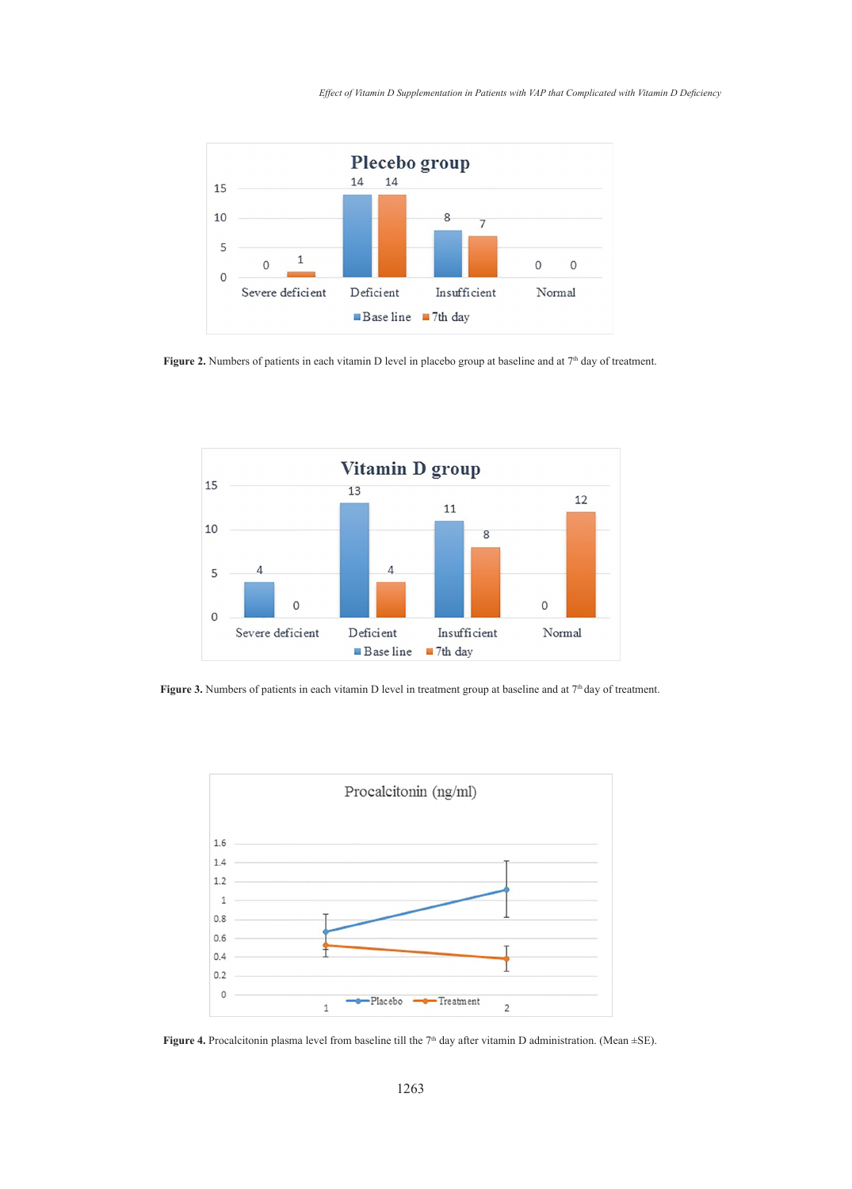**Figure 2.** Numbers of patients in each vitamin D level in placebo group at baseline and at 7[th] day of treatment.

**Figure 3.** Numbers of patients in each vitamin D level in treatment group at baseline and at 7[th] day of treatment.

**Figure 4.** Procalcitonin plasma level from baseline till the 7[th] day after vitamin D administration. (Mean ±SE).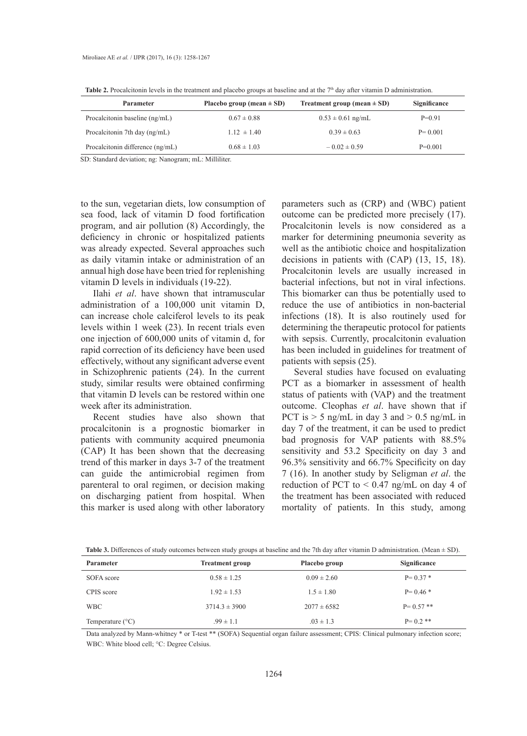**Table 2.** Procalcitonin levels in the treatment and placebo groups at baseline and at the 7th day after vitamin D administration.

| Parameter | Placebo group (mean ± SD) | Treatment group (mean ± SD) | Significance |
|---|---|---|---|
| Procalcitonin baseline (ng/mL) | 0.67 ± 0.88 | 0.53 ± 0.61 ng/mL | P=0.91 |
| Procalcitonin 7th day (ng/mL) | 1.12 ± 1.40 | 0.39 ± 0.63 | P= 0.001 |
| Procalcitonin difference (ng/mL) | 0.68 ± 1.03 | – 0.02 ± 0.59 | P=0.001 |

SD: Standard deviation; ng: Nanogram; mL: Milliliter.

to the sun, vegetarian diets, low consumption of sea food, lack of vitamin D food fortification program, and air pollution (8) Accordingly, the deficiency in chronic or hospitalized patients was already expected. Several approaches such as daily vitamin intake or administration of an annual high dose have been tried for replenishing vitamin D levels in individuals (19-22).

Ilahi *et al*. have shown that intramuscular administration of a 100,000 unit vitamin D, can increase chole calciferol levels to its peak levels within 1 week (23). In recent trials even one injection of 600,000 units of vitamin d, for rapid correction of its deficiency have been used effectively, without any significant adverse event in Schizophrenic patients (24). In the current study, similar results were obtained confirming that vitamin D levels can be restored within one week after its administration.

Recent studies have also shown that procalcitonin is a prognostic biomarker in patients with community acquired pneumonia (CAP) It has been shown that the decreasing trend of this marker in days 3-7 of the treatment can guide the antimicrobial regimen from parenteral to oral regimen, or decision making on discharging patient from hospital. When this marker is used along with other laboratory parameters such as (CRP) and (WBC) patient outcome can be predicted more precisely (17). Procalcitonin levels is now considered as a marker for determining pneumonia severity as well as the antibiotic choice and hospitalization decisions in patients with (CAP) (13, 15, 18). Procalcitonin levels are usually increased in bacterial infections, but not in viral infections. This biomarker can thus be potentially used to reduce the use of antibiotics in non-bacterial infections (18). It is also routinely used for determining the therapeutic protocol for patients with sepsis. Currently, procalcitonin evaluation has been included in guidelines for treatment of patients with sepsis (25).

Several studies have focused on evaluating PCT as a biomarker in assessment of health status of patients with (VAP) and the treatment outcome. Cleophas *et al*. have shown that if PCT is > 5 ng/mL in day 3 and > 0.5 ng/mL in day 7 of the treatment, it can be used to predict bad prognosis for VAP patients with 88.5% sensitivity and 53.2 Specificity on day 3 and 96.3% sensitivity and 66.7% Specificity on day 7 (16). In another study by Seligman *et al*. the reduction of PCT to < 0.47 ng/mL on day 4 of the treatment has been associated with reduced mortality of patients. In this study, among

**Table 3.** Differences of study outcomes between study groups at baseline and the 7th day after vitamin D administration. (Mean ± SD).

| Parameter | Treatment group | Placebo group | Significance |
|---|---|---|---|
| SOFA score | 0.58 ± 1.25 | 0.09 ± 2.60 | P= 0.37 * |
| CPIS score | 1.92 ± 1.53 | 1.5 ± 1.80 | P= 0.46 * |
| WBC | 3714.3 ± 3900 | 2077 ± 6582 | P= 0.57 ** |
| Temperature (°C) | .99 ± 1.1 | .03 ± 1.3 | P= 0.2 ** |

Data analyzed by Mann-whitney * or T-test ** (SOFA) Sequential organ failure assessment; CPIS: Clinical pulmonary infection score; WBC: White blood cell; °C: Degree Celsius.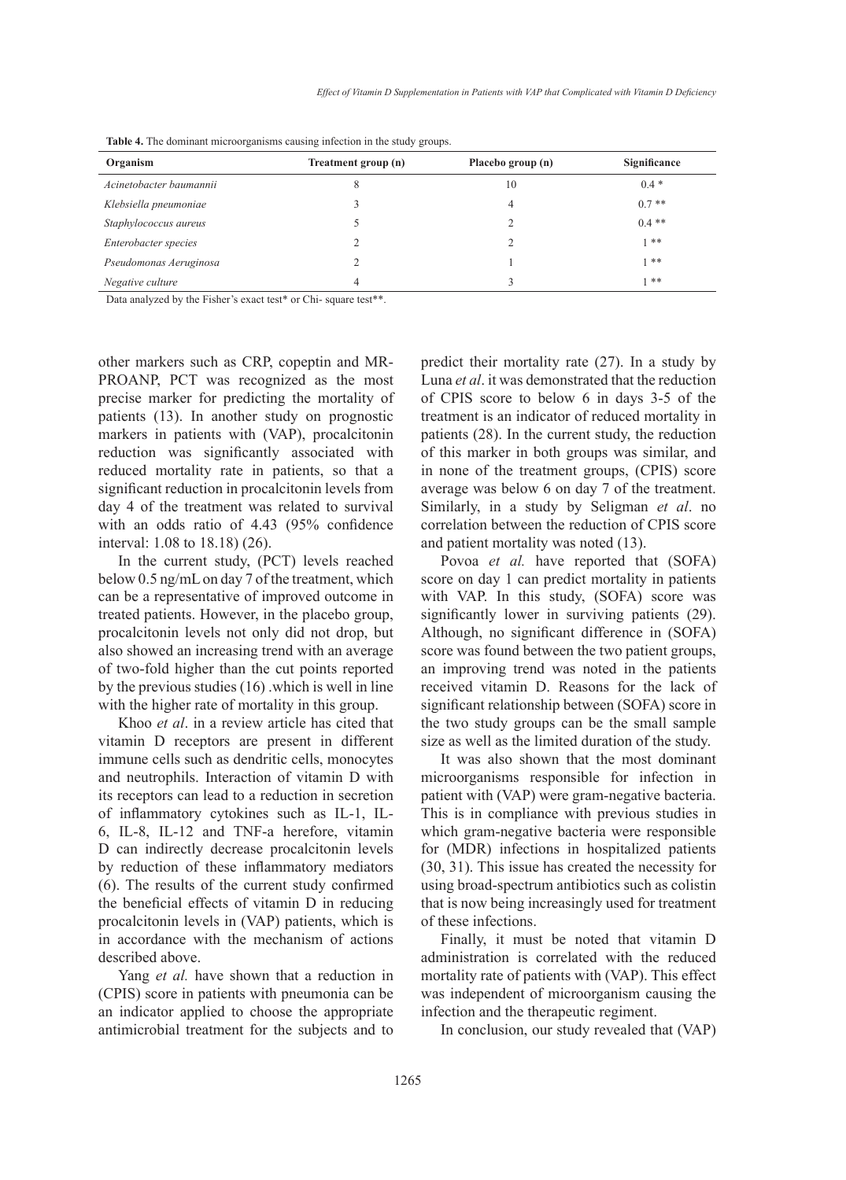**Table 4.** The dominant microorganisms causing infection in the study groups.

| Organism | Treatment group (n) | Placebo group (n) | Significance |
|---|---|---|---|
| *Acinetobacter baumannii* | 8 | 10 | 0.4 * |
| *Klebsiella pneumoniae* | 3 | 4 | 0.7 ** |
| *Staphylococcus aureus* | 5 | 2 | 0.4 ** |
| *Enterobacter species* | 2 | 2 | 1 ** |
| *Pseudomonas Aeruginosa* | 2 | 1 | 1 ** |
| *Negative culture* | 4 | 3 | 1 ** |

Data analyzed by the Fisher's exact test* or Chi- square test**.

other markers such as CRP, copeptin and MR-PROANP, PCT was recognized as the most precise marker for predicting the mortality of patients (13). In another study on prognostic markers in patients with (VAP), procalcitonin reduction was significantly associated with reduced mortality rate in patients, so that a significant reduction in procalcitonin levels from day 4 of the treatment was related to survival with an odds ratio of 4.43 (95% confidence interval: 1.08 to 18.18) (26).

In the current study, (PCT) levels reached below 0.5 ng/mL on day 7 of the treatment, which can be a representative of improved outcome in treated patients. However, in the placebo group, procalcitonin levels not only did not drop, but also showed an increasing trend with an average of two-fold higher than the cut points reported by the previous studies (16) .which is well in line with the higher rate of mortality in this group.

Khoo *et al*. in a review article has cited that vitamin D receptors are present in different immune cells such as dendritic cells, monocytes and neutrophils. Interaction of vitamin D with its receptors can lead to a reduction in secretion of inflammatory cytokines such as IL-1, IL-6, IL-8, IL-12 and TNF-a herefore, vitamin D can indirectly decrease procalcitonin levels by reduction of these inflammatory mediators (6). The results of the current study confirmed the beneficial effects of vitamin D in reducing procalcitonin levels in (VAP) patients, which is in accordance with the mechanism of actions described above.

Yang *et al.* have shown that a reduction in (CPIS) score in patients with pneumonia can be an indicator applied to choose the appropriate antimicrobial treatment for the subjects and to predict their mortality rate (27). In a study by Luna *et al*. it was demonstrated that the reduction of CPIS score to below 6 in days 3-5 of the treatment is an indicator of reduced mortality in patients (28). In the current study, the reduction of this marker in both groups was similar, and in none of the treatment groups, (CPIS) score average was below 6 on day 7 of the treatment. Similarly, in a study by Seligman *et al*. no correlation between the reduction of CPIS score and patient mortality was noted (13).

Povoa *et al.* have reported that (SOFA) score on day 1 can predict mortality in patients with VAP. In this study, (SOFA) score was significantly lower in surviving patients (29). Although, no significant difference in (SOFA) score was found between the two patient groups, an improving trend was noted in the patients received vitamin D. Reasons for the lack of significant relationship between (SOFA) score in the two study groups can be the small sample size as well as the limited duration of the study.

It was also shown that the most dominant microorganisms responsible for infection in patient with (VAP) were gram-negative bacteria. This is in compliance with previous studies in which gram-negative bacteria were responsible for (MDR) infections in hospitalized patients (30, 31). This issue has created the necessity for using broad-spectrum antibiotics such as colistin that is now being increasingly used for treatment of these infections.

Finally, it must be noted that vitamin D administration is correlated with the reduced mortality rate of patients with (VAP). This effect was independent of microorganism causing the infection and the therapeutic regiment.

In conclusion, our study revealed that (VAP)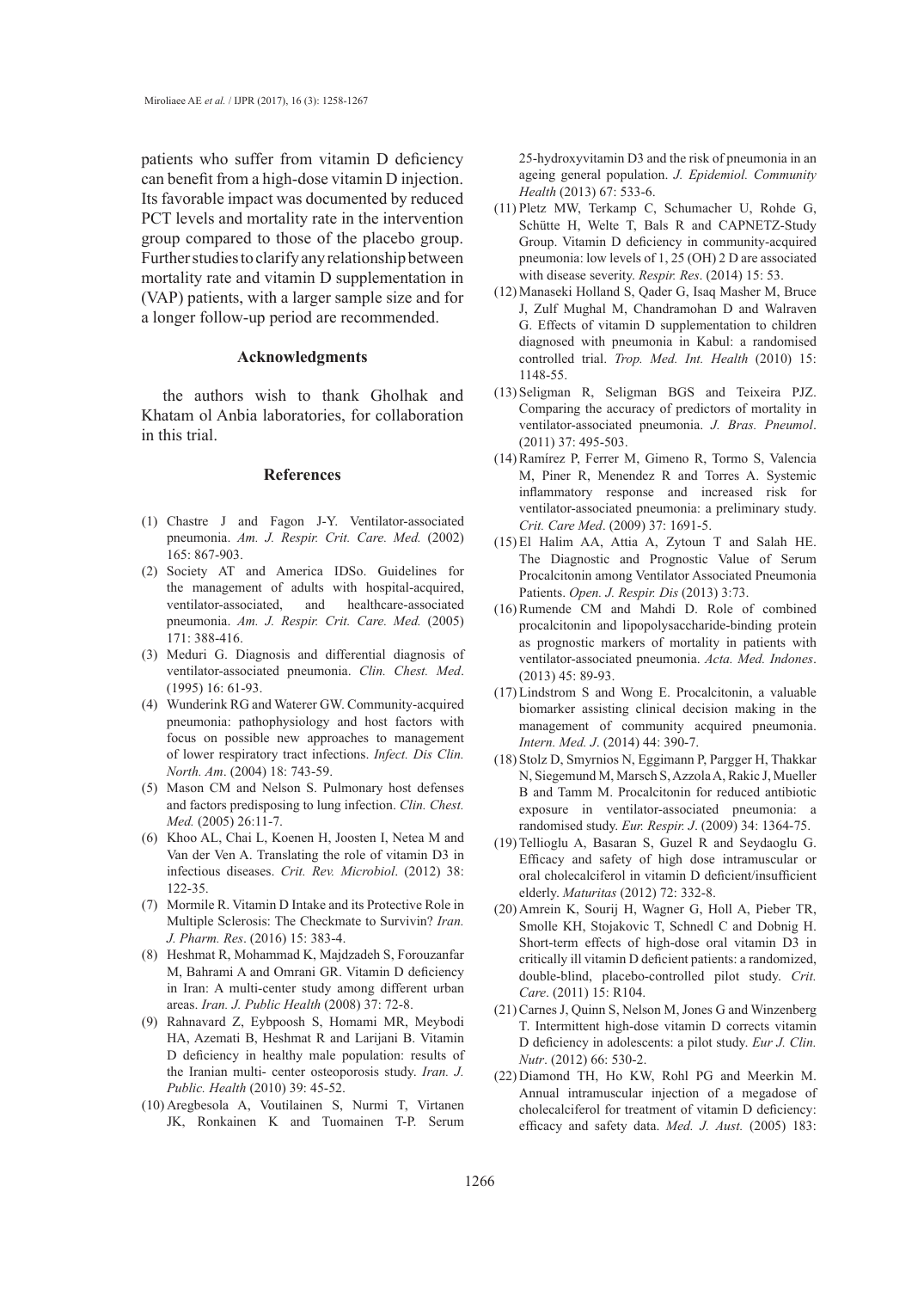patients who suffer from vitamin D deficiency can benefit from a high-dose vitamin D injection. Its favorable impact was documented by reduced PCT levels and mortality rate in the intervention group compared to those of the placebo group. Further studies to clarify any relationship between mortality rate and vitamin D supplementation in (VAP) patients, with a larger sample size and for a longer follow-up period are recommended.

## Acknowledgments

the authors wish to thank Gholhak and Khatam ol Anbia laboratories, for collaboration in this trial.

## References

(1) Chastre J and Fagon J-Y. Ventilator-associated pneumonia. *Am. J. Respir. Crit. Care. Med.* (2002) 165: 867-903.

(2) Society AT and America IDSo. Guidelines for the management of adults with hospital-acquired, ventilator-associated, and healthcare-associated pneumonia. *Am. J. Respir. Crit. Care. Med.* (2005) 171: 388-416.

(3) Meduri G. Diagnosis and differential diagnosis of ventilator-associated pneumonia. *Clin. Chest. Med*. (1995) 16: 61-93.

(4) Wunderink RG and Waterer GW. Community-acquired pneumonia: pathophysiology and host factors with focus on possible new approaches to management of lower respiratory tract infections. *Infect. Dis Clin. North. Am*. (2004) 18: 743-59.

(5) Mason CM and Nelson S. Pulmonary host defenses and factors predisposing to lung infection. *Clin. Chest. Med.* (2005) 26:11-7.

(6) Khoo AL, Chai L, Koenen H, Joosten I, Netea M and Van der Ven A. Translating the role of vitamin D3 in infectious diseases. *Crit. Rev. Microbiol*. (2012) 38: 122-35.

(7) Mormile R. Vitamin D Intake and its Protective Role in Multiple Sclerosis: The Checkmate to Survivin? *Iran. J. Pharm. Res*. (2016) 15: 383-4.

(8) Heshmat R, Mohammad K, Majdzadeh S, Forouzanfar M, Bahrami A and Omrani GR. Vitamin D deficiency in Iran: A multi-center study among different urban areas. *Iran. J. Public Health* (2008) 37: 72-8.

(9) Rahnavard Z, Eybpoosh S, Homami MR, Meybodi HA, Azemati B, Heshmat R and Larijani B. Vitamin D deficiency in healthy male population: results of the Iranian multi- center osteoporosis study. *Iran. J. Public. Health* (2010) 39: 45-52.

(10) Aregbesola A, Voutilainen S, Nurmi T, Virtanen JK, Ronkainen K and Tuomainen T-P. Serum 25-hydroxyvitamin D3 and the risk of pneumonia in an ageing general population. *J. Epidemiol. Community Health* (2013) 67: 533-6.

(11) Pletz MW, Terkamp C, Schumacher U, Rohde G, Schütte H, Welte T, Bals R and CAPNETZ-Study Group. Vitamin D deficiency in community-acquired pneumonia: low levels of 1, 25 (OH) 2 D are associated with disease severity. *Respir. Res*. (2014) 15: 53.

(12) Manaseki Holland S, Qader G, Isaq Masher M, Bruce J, Zulf Mughal M, Chandramohan D and Walraven G. Effects of vitamin D supplementation to children diagnosed with pneumonia in Kabul: a randomised controlled trial. *Trop. Med. Int. Health* (2010) 15: 1148-55.

(13) Seligman R, Seligman BGS and Teixeira PJZ. Comparing the accuracy of predictors of mortality in ventilator-associated pneumonia. *J. Bras. Pneumol*. (2011) 37: 495-503.

(14) Ramírez P, Ferrer M, Gimeno R, Tormo S, Valencia M, Piner R, Menendez R and Torres A. Systemic inflammatory response and increased risk for ventilator-associated pneumonia: a preliminary study. *Crit. Care Med*. (2009) 37: 1691-5.

(15) El Halim AA, Attia A, Zytoun T and Salah HE. The Diagnostic and Prognostic Value of Serum Procalcitonin among Ventilator Associated Pneumonia Patients. *Open. J. Respir. Dis* (2013) 3:73.

(16) Rumende CM and Mahdi D. Role of combined procalcitonin and lipopolysaccharide-binding protein as prognostic markers of mortality in patients with ventilator-associated pneumonia. *Acta. Med. Indones*. (2013) 45: 89-93.

(17) Lindstrom S and Wong E. Procalcitonin, a valuable biomarker assisting clinical decision making in the management of community acquired pneumonia. *Intern. Med. J*. (2014) 44: 390-7.

(18) Stolz D, Smyrnios N, Eggimann P, Pargger H, Thakkar N, Siegemund M, Marsch S, Azzola A, Rakic J, Mueller B and Tamm M. Procalcitonin for reduced antibiotic exposure in ventilator-associated pneumonia: a randomised study. *Eur. Respir. J*. (2009) 34: 1364-75.

(19) Tellioglu A, Basaran S, Guzel R and Seydaoglu G. Efficacy and safety of high dose intramuscular or oral cholecalciferol in vitamin D deficient/insufficient elderly. *Maturitas* (2012) 72: 332-8.

(20) Amrein K, Sourij H, Wagner G, Holl A, Pieber TR, Smolle KH, Stojakovic T, Schnedl C and Dobnig H. Short-term effects of high-dose oral vitamin D3 in critically ill vitamin D deficient patients: a randomized, double-blind, placebo-controlled pilot study. *Crit. Care*. (2011) 15: R104.

(21) Carnes J, Quinn S, Nelson M, Jones G and Winzenberg T. Intermittent high-dose vitamin D corrects vitamin D deficiency in adolescents: a pilot study. *Eur J. Clin. Nutr*. (2012) 66: 530-2.

(22) Diamond TH, Ho KW, Rohl PG and Meerkin M. Annual intramuscular injection of a megadose of cholecalciferol for treatment of vitamin D deficiency: efficacy and safety data. *Med. J. Aust.* (2005) 183: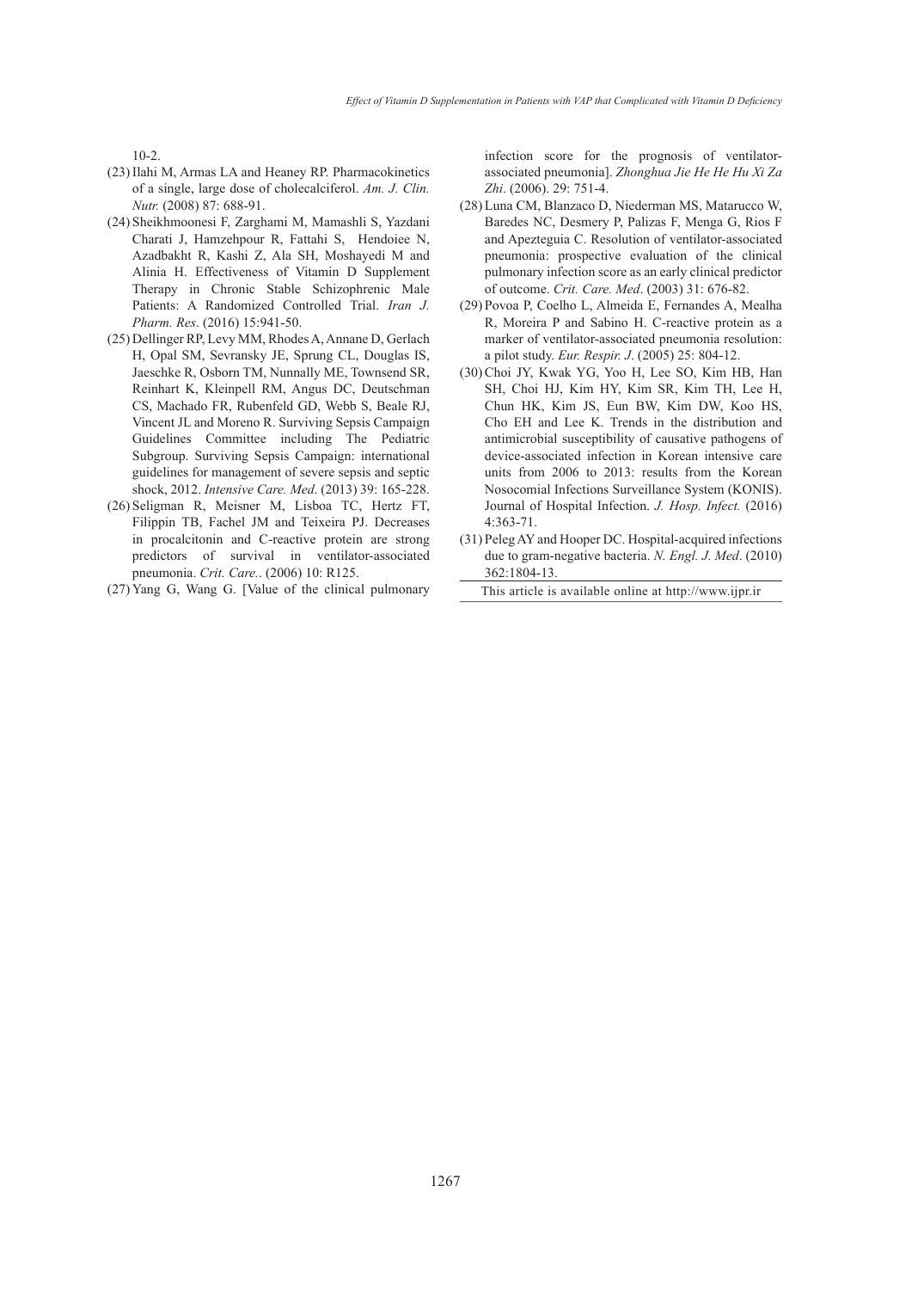10-2.

(23) Ilahi M, Armas LA and Heaney RP. Pharmacokinetics of a single, large dose of cholecalciferol. *Am. J. Clin. Nutr.* (2008) 87: 688-91.

(24) Sheikhmoonesi F, Zarghami M, Mamashli S, Yazdani Charati J, Hamzehpour R, Fattahi S, Hendoiee N, Azadbakht R, Kashi Z, Ala SH, Moshayedi M and Alinia H. Effectiveness of Vitamin D Supplement Therapy in Chronic Stable Schizophrenic Male Patients: A Randomized Controlled Trial. *Iran J. Pharm. Res*. (2016) 15:941-50.

(25) Dellinger RP, Levy MM, Rhodes A, Annane D, Gerlach H, Opal SM, Sevransky JE, Sprung CL, Douglas IS, Jaeschke R, Osborn TM, Nunnally ME, Townsend SR, Reinhart K, Kleinpell RM, Angus DC, Deutschman CS, Machado FR, Rubenfeld GD, Webb S, Beale RJ, Vincent JL and Moreno R. Surviving Sepsis Campaign Guidelines Committee including The Pediatric Subgroup. Surviving Sepsis Campaign: international guidelines for management of severe sepsis and septic shock, 2012. *Intensive Care. Med*. (2013) 39: 165-228.

(26) Seligman R, Meisner M, Lisboa TC, Hertz FT, Filippin TB, Fachel JM and Teixeira PJ. Decreases in procalcitonin and C-reactive protein are strong predictors of survival in ventilator-associated pneumonia. *Crit. Care.*. (2006) 10: R125.

(27) Yang G, Wang G. [Value of the clinical pulmonary infection score for the prognosis of ventilator-associated pneumonia]. *Zhonghua Jie He He Hu Xi Za Zhi*. (2006). 29: 751-4.

(28) Luna CM, Blanzaco D, Niederman MS, Matarucco W, Baredes NC, Desmery P, Palizas F, Menga G, Rios F and Apezteguia C. Resolution of ventilator-associated pneumonia: prospective evaluation of the clinical pulmonary infection score as an early clinical predictor of outcome. *Crit. Care. Med*. (2003) 31: 676-82.

(29) Povoa P, Coelho L, Almeida E, Fernandes A, Mealha R, Moreira P and Sabino H. C-reactive protein as a marker of ventilator-associated pneumonia resolution: a pilot study. *Eur. Respir. J*. (2005) 25: 804-12.

(30) Choi JY, Kwak YG, Yoo H, Lee SO, Kim HB, Han SH, Choi HJ, Kim HY, Kim SR, Kim TH, Lee H, Chun HK, Kim JS, Eun BW, Kim DW, Koo HS, Cho EH and Lee K. Trends in the distribution and antimicrobial susceptibility of causative pathogens of device-associated infection in Korean intensive care units from 2006 to 2013: results from the Korean Nosocomial Infections Surveillance System (KONIS). Journal of Hospital Infection. *J. Hosp. Infect.* (2016) 4:363-71.

(31) Peleg AY and Hooper DC. Hospital-acquired infections due to gram-negative bacteria. *N. Engl. J. Med*. (2010) 362:1804-13.

This article is available online at http://www.ijpr.ir